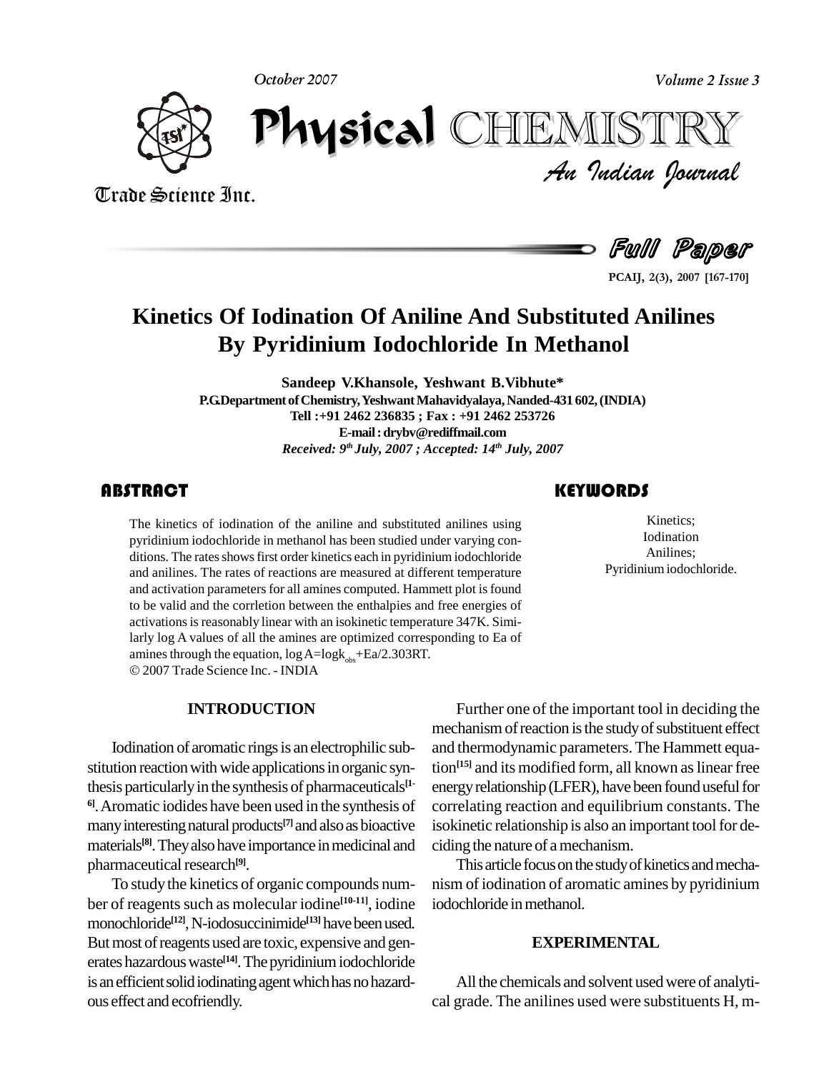# Kinetics Of Iodination Of Aniline And Substituted Anilines By Pyridinium Iodochloride In Methanol

**Sandeep V.Khansole, Yeshwant B.Vibhute***

**P.G.Department of Chemistry, Yeshwant Mahavidyalaya, Nanded-431 602, (INDIA)**

**Tell :+91 2462 236835 ; Fax : +91 2462 253726**

**E-mail : drybv@rediffmail.com**

***Received: 9th July, 2007 ; Accepted: 14th July, 2007***

## ABSTRACT

The kinetics of iodination of the aniline and substituted anilines using pyridinium iodochloride in methanol has been studied under varying conditions. The rates shows first order kinetics each in pyridinium iodochloride and anilines. The rates of reactions are measured at different temperature and activation parameters for all amines computed. Hammett plot is found to be valid and the corrletion between the enthalpies and free energies of activations is reasonably linear with an isokinetic temperature 347K. Similarly log A values of all the amines are optimized corresponding to Ea of amines through the equation, $\log A = \log k_{obs} + Ea/2.303RT$.

© 2007 Trade Science Inc. - INDIA

## KEYWORDS

Kinetics;
Iodination
Anilines;
Pyridinium iodochloride.

## INTRODUCTION

Iodination of aromatic rings is an electrophilic substitution reaction with wide applications in organic synthesis particularly in the synthesis of pharmaceuticals[1-6]. Aromatic iodides have been used in the synthesis of many interesting natural products[7] and also as bioactive materials[8]. They also have importance in medicinal and pharmaceutical research[9].

To study the kinetics of organic compounds number of reagents such as molecular iodine[10-11], iodine monochloride[12], N-iodosuccinimide[13] have been used. But most of reagents used are toxic, expensive and generates hazardous waste[14]. The pyridinium iodochloride is an efficient solid iodinating agent which has no hazardous effect and ecofriendly.

Further one of the important tool in deciding the mechanism of reaction is the study of substituent effect and thermodynamic parameters. The Hammett equation[15] and its modified form, all known as linear free energy relationship (LFER), have been found useful for correlating reaction and equilibrium constants. The isokinetic relationship is also an important tool for deciding the nature of a mechanism.

This article focus on the study of kinetics and mechanism of iodination of aromatic amines by pyridinium iodochloride in methanol.

## EXPERIMENTAL

All the chemicals and solvent used were of analytical grade. The anilines used were substituents H, m-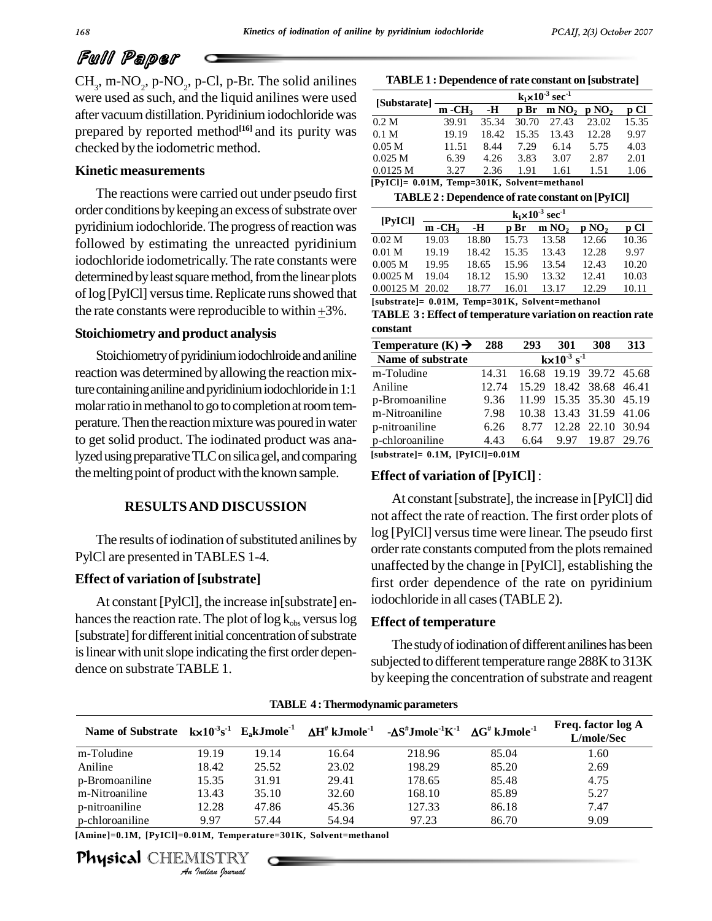## Full Paper

$CH_3$, m-$NO_2$, p-$NO_2$, p-Cl, p-Br. The solid anilines were used as such, and the liquid anilines were used after vacuum distillation. Pyridinium iodochloride was prepared by reported method[16] and its purity was checked by the iodometric method.

### Kinetic measurements

The reactions were carried out under pseudo first order conditions by keeping an excess of substrate over pyridinium iodochloride. The progress of reaction was followed by estimating the unreacted pyridinium iodochloride iodometrically. The rate constants were determined by least square method, from the linear plots of log [PyICl] versus time. Replicate runs showed that the rate constants were reproducible to within ±3%.

### Stoichiometry and product analysis

Stoichiometry of pyridinium iodochlroide and aniline reaction was determined by allowing the reaction mixture containing aniline and pyridinium iodochloride in 1:1 molar ratio in methanol to go to completion at room temperature. Then the reaction mixture was poured in water to get solid product. The iodinated product was analyzed using preparative TLC on silica gel, and comparing the melting point of product with the known sample.

## RESULTS AND DISCUSSION

The results of iodination of substituted anilines by PylCl are presented in TABLES 1-4.

### Effect of variation of [substrate]

At constant [PylCl], the increase in[substrate] enhances the reaction rate. The plot of log $k_{obs}$ versus log [substrate] for different initial concentration of substrate is linear with unit slope indicating the first order dependence on substrate TABLE 1.

**TABLE 1 : Dependence of rate constant on [substrate]**

| [Substarate] | $k_1 \times 10^{-3}$ sec$^{-1}$ | | | | | |
|---|---|---|---|---|---|---|
| | m -$CH_3$ | -H | p Br | m $NO_2$ | p $NO_2$ | p Cl |
| 0.2 M | 39.91 | 35.34 | 30.70 | 27.43 | 23.02 | 15.35 |
| 0.1 M | 19.19 | 18.42 | 15.35 | 13.43 | 12.28 | 9.97 |
| 0.05 M | 11.51 | 8.44 | 7.29 | 6.14 | 5.75 | 4.03 |
| 0.025 M | 6.39 | 4.26 | 3.83 | 3.07 | 2.87 | 2.01 |
| 0.0125 M | 3.27 | 2.36 | 1.91 | 1.61 | 1.51 | 1.06 |

[PyICl]= 0.01M, Temp=301K, Solvent=methanol

**TABLE 2 : Dependence of rate constant on [PyICl]**

| [PyICl] | $k_1 \times 10^{-3}$ sec$^{-1}$ | | | | | |
|---|---|---|---|---|---|---|
| | m -$CH_3$ | -H | p Br | m $NO_2$ | p $NO_2$ | p Cl |
| 0.02 M | 19.03 | 18.80 | 15.73 | 13.58 | 12.66 | 10.36 |
| 0.01 M | 19.19 | 18.42 | 15.35 | 13.43 | 12.28 | 9.97 |
| 0.005 M | 19.95 | 18.65 | 15.96 | 13.54 | 12.43 | 10.20 |
| 0.0025 M | 19.04 | 18.12 | 15.90 | 13.32 | 12.41 | 10.03 |
| 0.00125 M | 20.02 | 18.77 | 16.01 | 13.17 | 12.29 | 10.11 |

[substrate]= 0.01M, Temp=301K, Solvent=methanol

**TABLE 3 : Effect of temperature variation on reaction rate constant**

| Temperature (K) → | 288 | 293 | 301 | 308 | 313 |
|---|---|---|---|---|---|
| Name of substrate | $k \times 10^{-3}$ s$^{-1}$ | | | | |
| m-Toludine | 14.31 | 16.68 | 19.19 | 39.72 | 45.68 |
| Aniline | 12.74 | 15.29 | 18.42 | 38.68 | 46.41 |
| p-Bromoaniline | 9.36 | 11.99 | 15.35 | 35.30 | 45.19 |
| m-Nitroaniline | 7.98 | 10.38 | 13.43 | 31.59 | 41.06 |
| p-nitroaniline | 6.26 | 8.77 | 12.28 | 22.10 | 30.94 |
| p-chloroaniline | 4.43 | 6.64 | 9.97 | 19.87 | 29.76 |

[substrate]= 0.1M, [PyICl]=0.01M

### Effect of variation of [PyICl] :

At constant [substrate], the increase in [PyICl] did not affect the rate of reaction. The first order plots of log [PyICl] versus time were linear. The pseudo first order rate constants computed from the plots remained unaffected by the change in [PyICl], establishing the first order dependence of the rate on pyridinium iodochloride in all cases (TABLE 2).

### Effect of temperature

The study of iodination of different anilines has been subjected to different temperature range 288K to 313K by keeping the concentration of substrate and reagent

**TABLE 4 : Thermodynamic parameters**

| Name of Substrate | $k \times 10^{-3}$ s$^{-1}$ | $E_a$ kJmole$^{-1}$ | $\Delta H^{\#}$ kJmole$^{-1}$ | $-\Delta S^{\#}$ Jmole$^{-1}$K$^{-1}$ | $\Delta G^{\#}$ kJmole$^{-1}$ | Freq. factor log A L/mole/Sec |
|---|---|---|---|---|---|---|
| m-Toludine | 19.19 | 19.14 | 16.64 | 218.96 | 85.04 | 1.60 |
| Aniline | 18.42 | 25.52 | 23.02 | 198.29 | 85.20 | 2.69 |
| p-Bromoaniline | 15.35 | 31.91 | 29.41 | 178.65 | 85.48 | 4.75 |
| m-Nitroaniline | 13.43 | 35.10 | 32.60 | 168.10 | 85.89 | 5.27 |
| p-nitroaniline | 12.28 | 47.86 | 45.36 | 127.33 | 86.18 | 7.47 |
| p-chloroaniline | 9.97 | 57.44 | 54.94 | 97.23 | 86.70 | 9.09 |

[Amine]=0.1M, [PyICl]=0.01M, Temperature=301K, Solvent=methanol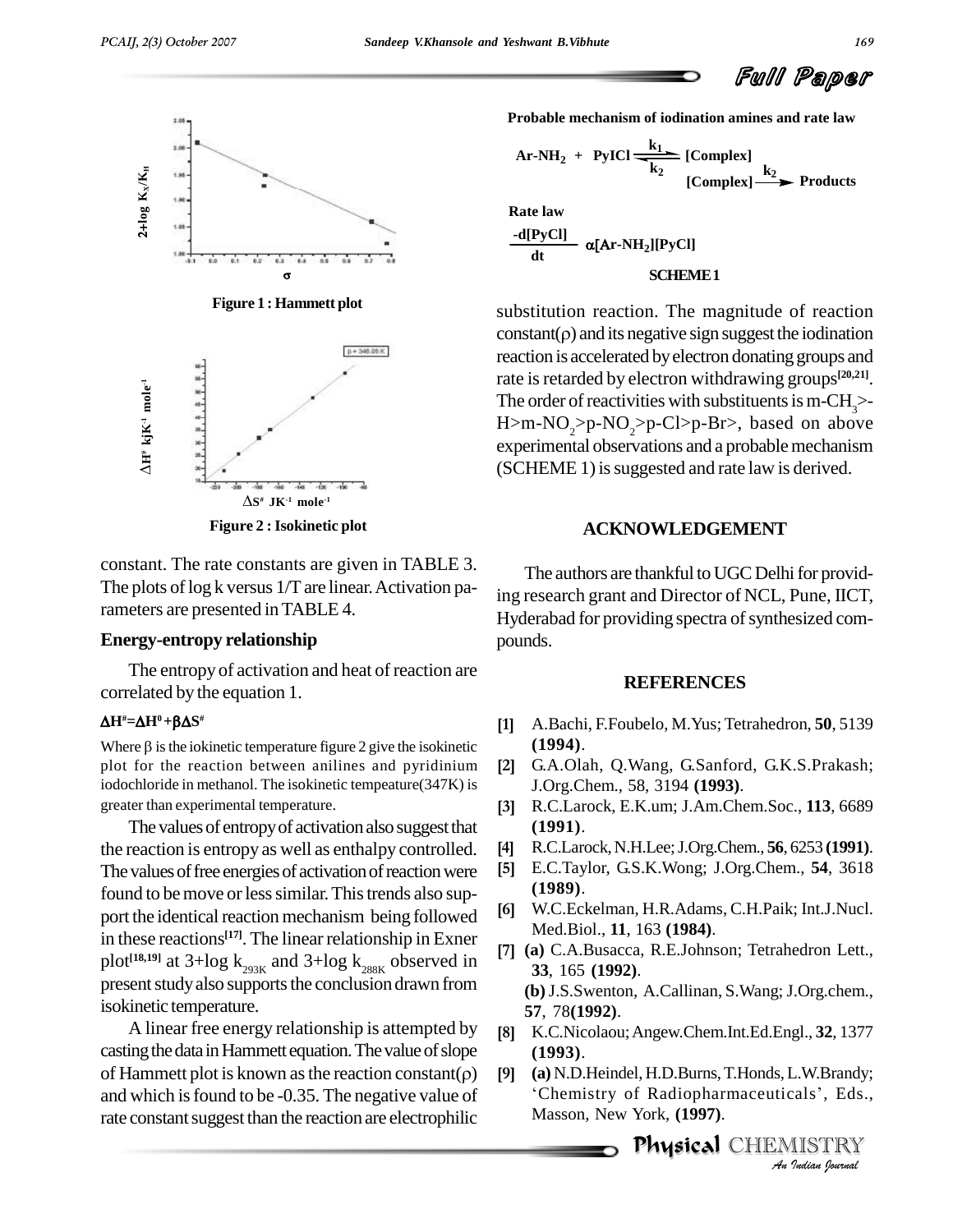Figure 1 : Hammett plot

Figure 2 : Isokinetic plot

constant. The rate constants are given in TABLE 3. The plots of log k versus 1/T are linear. Activation parameters are presented in TABLE 4.

### Energy-entropy relationship

The entropy of activation and heat of reaction are correlated by the equation 1.

$$\Delta H^{\#} = \Delta H^{0} + \beta \Delta S^{\#}$$

Where $\beta$ is the iokinetic temperature figure 2 give the isokinetic plot for the reaction between anilines and pyridinium iodochloride in methanol. The isokinetic tempeature(347K) is greater than experimental temperature.

The values of entropy of activation also suggest that the reaction is entropy as well as enthalpy controlled. The values of free energies of activation of reaction were found to be move or less similar. This trends also support the identical reaction mechanism being followed in these reactions[17]. The linear relationship in Exner plot[18,19] at 3+log $k_{293K}$ and 3+log $k_{288K}$ observed in present study also supports the conclusion drawn from isokinetic temperature.

A linear free energy relationship is attempted by casting the data in Hammett equation. The value of slope of Hammett plot is known as the reaction constant($\rho$) and which is found to be -0.35. The negative value of rate constant suggest than the reaction are electrophilic substitution reaction. The magnitude of reaction constant($\rho$) and its negative sign suggest the iodination reaction is accelerated by electron donating groups and rate is retarded by electron withdrawing groups[20,21]. The order of reactivities with substituents is m-$CH_3$>-H>m-$NO_2$>p-$NO_2$>p-Cl>p-Br>, based on above experimental observations and a probable mechanism (SCHEME 1) is suggested and rate law is derived.

**Probable mechanism of iodination amines and rate law**

$$\text{Ar-NH}_2 + \text{PyICl} \underset{k_2}{\overset{k_1}{\rightleftharpoons}} [\text{Complex}]$$

$$[\text{Complex}] \xrightarrow{k_2} \text{Products}$$

Rate law

$$\frac{-d[\text{PyCl}]}{dt} \; \alpha [\text{Ar-NH}_2][\text{PyCl}]$$

SCHEME 1

## ACKNOWLEDGEMENT

The authors are thankful to UGC Delhi for providing research grant and Director of NCL, Pune, IICT, Hyderabad for providing spectra of synthesized compounds.

## REFERENCES

[1] A.Bachi, F.Foubelo, M.Yus; Tetrahedron, **50**, 5139 **(1994)**.

[2] G.A.Olah, Q.Wang, G.Sanford, G.K.S.Prakash; J.Org.Chem., 58, 3194 **(1993)**.

[3] R.C.Larock, E.K.um; J.Am.Chem.Soc., **113**, 6689 **(1991)**.

[4] R.C.Larock, N.H.Lee; J.Org.Chem., **56**, 6253 **(1991)**.

[5] E.C.Taylor, G.S.K.Wong; J.Org.Chem., **54**, 3618 **(1989)**.

[6] W.C.Eckelman, H.R.Adams, C.H.Paik; Int.J.Nucl. Med.Biol., **11**, 163 **(1984)**.

[7] **(a)** C.A.Busacca, R.E.Johnson; Tetrahedron Lett., **33**, 165 **(1992)**.
**(b)** J.S.Swenton, A.Callinan, S.Wang; J.Org.chem., **57**, 78**(1992)**.

[8] K.C.Nicolaou; Angew.Chem.Int.Ed.Engl., **32**, 1377 **(1993)**.

[9] **(a)** N.D.Heindel, H.D.Burns, T.Honds, L.W.Brandy; 'Chemistry of Radiopharmaceuticals', Eds., Masson, New York, **(1997)**.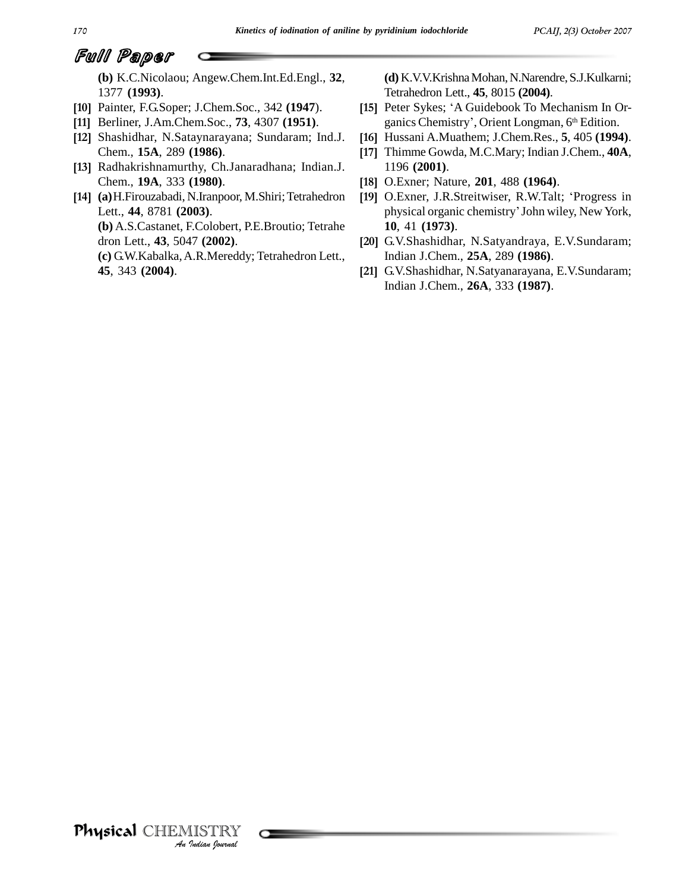**(b)** K.C.Nicolaou; Angew.Chem.Int.Ed.Engl., **32**, 1377 **(1993)**.

**[10]** Painter, F.G.Soper; J.Chem.Soc., 342 **(1947)**.

**[11]** Berliner, J.Am.Chem.Soc., **73**, 4307 **(1951)**.

**[12]** Shashidhar, N.Sataynarayana; Sundaram; Ind.J. Chem., **15A**, 289 **(1986)**.

**[13]** Radhakrishnamurthy, Ch.Janaradhana; Indian.J. Chem., **19A**, 333 **(1980)**.

**[14]** **(a)** H.Firouzabadi, N.Iranpoor, M.Shiri; Tetrahedron Lett., **44**, 8781 **(2003)**.

**(b)** A.S.Castanet, F.Colobert, P.E.Broutio; Tetrahedron Lett., **43**, 5047 **(2002)**.

**(c)** G.W.Kabalka, A.R.Mereddy; Tetrahedron Lett., **45**, 343 **(2004)**.

**(d)** K.V.V.Krishna Mohan, N.Narendre, S.J.Kulkarni; Tetrahedron Lett., **45**, 8015 **(2004)**.

**[15]** Peter Sykes; 'A Guidebook To Mechanism In Organics Chemistry', Orient Longman, 6th Edition.

**[16]** Hussani A.Muathem; J.Chem.Res., **5**, 405 **(1994)**.

**[17]** Thimme Gowda, M.C.Mary; Indian J.Chem., **40A**, 1196 **(2001)**.

**[18]** O.Exner; Nature, **201**, 488 **(1964)**.

**[19]** O.Exner, J.R.Streitwiser, R.W.Talt; 'Progress in physical organic chemistry' John wiley, New York, **10**, 41 **(1973)**.

**[20]** G.V.Shashidhar, N.Satyandraya, E.V.Sundaram; Indian J.Chem., **25A**, 289 **(1986)**.

**[21]** G.V.Shashidhar, N.Satyanarayana, E.V.Sundaram; Indian J.Chem., **26A**, 333 **(1987)**.